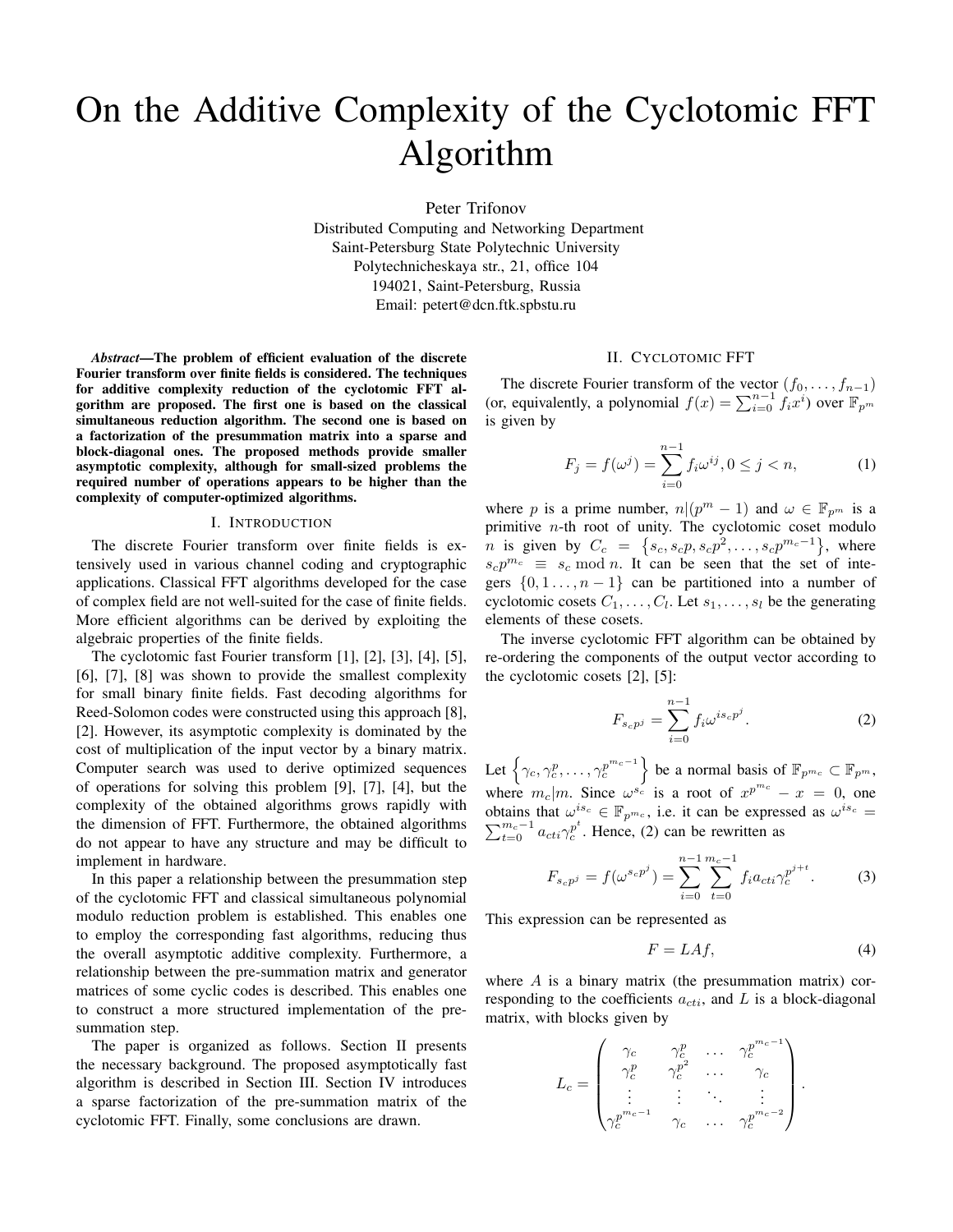# On the Additive Complexity of the Cyclotomic FFT Algorithm

Peter Trifonov
Distributed Computing and Networking Department
Saint-Petersburg State Polytechnic University
Polytechnicheskaya str., 21, office 104
194021, Saint-Petersburg, Russia
Email: petert@dcn.ftk.spbstu.ru

***Abstract*—The problem of efficient evaluation of the discrete Fourier transform over finite fields is considered. The techniques for additive complexity reduction of the cyclotomic FFT algorithm are proposed. The first one is based on the classical simultaneous reduction algorithm. The second one is based on a factorization of the presummation matrix into a sparse and block-diagonal ones. The proposed methods provide smaller asymptotic complexity, although for small-sized problems the required number of operations appears to be higher than the complexity of computer-optimized algorithms.**

## I. Introduction

The discrete Fourier transform over finite fields is extensively used in various channel coding and cryptographic applications. Classical FFT algorithms developed for the case of complex field are not well-suited for the case of finite fields. More efficient algorithms can be derived by exploiting the algebraic properties of the finite fields.

The cyclotomic fast Fourier transform [1], [2], [3], [4], [5], [6], [7], [8] was shown to provide the smallest complexity for small binary finite fields. Fast decoding algorithms for Reed-Solomon codes were constructed using this approach [8], [2]. However, its asymptotic complexity is dominated by the cost of multiplication of the input vector by a binary matrix. Computer search was used to derive optimized sequences of operations for solving this problem [9], [7], [4], but the complexity of the obtained algorithms grows rapidly with the dimension of FFT. Furthermore, the obtained algorithms do not appear to have any structure and may be difficult to implement in hardware.

In this paper a relationship between the presummation step of the cyclotomic FFT and classical simultaneous polynomial modulo reduction problem is established. This enables one to employ the corresponding fast algorithms, reducing thus the overall asymptotic additive complexity. Furthermore, a relationship between the pre-summation matrix and generator matrices of some cyclic codes is described. This enables one to construct a more structured implementation of the pre-summation step.

The paper is organized as follows. Section II presents the necessary background. The proposed asymptotically fast algorithm is described in Section III. Section IV introduces a sparse factorization of the pre-summation matrix of the cyclotomic FFT. Finally, some conclusions are drawn.

## II. Cyclotomic FFT

The discrete Fourier transform of the vector $(f_0, \dots, f_{n-1})$ (or, equivalently, a polynomial $f(x) = \sum_{i=0}^{n-1} f_i x^i$) over $\mathbb{F}_{p^m}$ is given by

$$F_j = f(\omega^j) = \sum_{i=0}^{n-1} f_i \omega^{ij}, 0 \le j < n, \quad (1)$$

where $p$ is a prime number, $n|(p^m - 1)$ and $\omega \in \mathbb{F}_{p^m}$ is a primitive $n$-th root of unity. The cyclotomic coset modulo $n$ is given by $C_c = \left\{s_c, s_c p, s_c p^2, \dots, s_c p^{m_c - 1}\right\}$, where $s_c p^{m_c} \equiv s_c \bmod n$. It can be seen that the set of integers $\{0, 1 \dots, n-1\}$ can be partitioned into a number of cyclotomic cosets $C_1, \dots, C_l$. Let $s_1, \dots, s_l$ be the generating elements of these cosets.

The inverse cyclotomic FFT algorithm can be obtained by re-ordering the components of the output vector according to the cyclotomic cosets [2], [5]:

$$F_{s_c p^j} = \sum_{i=0}^{n-1} f_i \omega^{i s_c p^j}. \quad (2)$$

Let $\left\{\gamma_c, \gamma_c^p, \dots, \gamma_c^{p^{m_c-1}}\right\}$ be a normal basis of $\mathbb{F}_{p^{m_c}} \subset \mathbb{F}_{p^m}$, where $m_c | m$. Since $\omega^{s_c}$ is a root of $x^{p^{m_c}} - x = 0$, one obtains that $\omega^{i s_c} \in \mathbb{F}_{p^{m_c}}$, i.e. it can be expressed as $\omega^{i s_c} = \sum_{t=0}^{m_c-1} a_{cti} \gamma_c^{p^t}$. Hence, (2) can be rewritten as

$$F_{s_c p^j} = f(\omega^{s_c p^j}) = \sum_{i=0}^{n-1} \sum_{t=0}^{m_c-1} f_i a_{cti} \gamma_c^{p^{j+t}}. \quad (3)$$

This expression can be represented as

$$F = LAf, \quad (4)$$

where $A$ is a binary matrix (the presummation matrix) corresponding to the coefficients $a_{cti}$, and $L$ is a block-diagonal matrix, with blocks given by

$$L_c = \begin{pmatrix} \gamma_c & \gamma_c^p & \dots & \gamma_c^{p^{m_c-1}} \\ \gamma_c^p & \gamma_c^{p^2} & \dots & \gamma_c \\ \vdots & \vdots & \ddots & \vdots \\ \gamma_c^{p^{m_c-1}} & \gamma_c & \dots & \gamma_c^{p^{m_c-2}} \end{pmatrix}.$$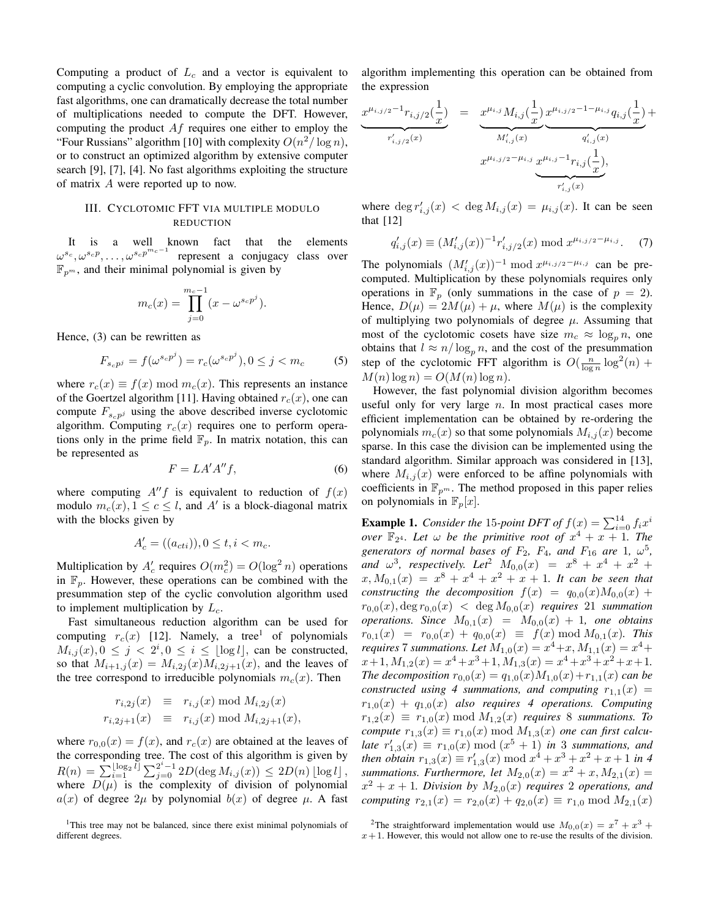Computing a product of $L_c$ and a vector is equivalent to computing a cyclic convolution. By employing the appropriate fast algorithms, one can dramatically decrease the total number of multiplications needed to compute the DFT. However, computing the product $Af$ requires one either to employ the "Four Russians" algorithm [10] with complexity $O(n^2/\log n)$, or to construct an optimized algorithm by extensive computer search [9], [7], [4]. No fast algorithms exploiting the structure of matrix $A$ were reported up to now.

## III. Cyclotomic FFT via multiple modulo reduction

It is a well known fact that the elements $\omega^{s_c}, \omega^{s_c p}, \ldots, \omega^{s_c p^{m_c-1}}$ represent a conjugacy class over $\mathbb{F}_{p^m}$, and their minimal polynomial is given by

$$m_c(x) = \prod_{j=0}^{m_c-1} (x - \omega^{s_c p^j}).$$

Hence, (3) can be rewritten as

$$F_{s_c p^j} = f(\omega^{s_c p^j}) = r_c(\omega^{s_c p^j}), 0 \leq j < m_c \tag{5}$$

where $r_c(x) \equiv f(x) \bmod m_c(x)$. This represents an instance of the Goertzel algorithm [11]. Having obtained $r_c(x)$, one can compute $F_{s_c p^j}$ using the above described inverse cyclotomic algorithm. Computing $r_c(x)$ requires one to perform operations only in the prime field $\mathbb{F}_p$. In matrix notation, this can be represented as

$$F = LA'A''f, \tag{6}$$

where computing $A''f$ is equivalent to reduction of $f(x)$ modulo $m_c(x), 1 \leq c \leq l$, and $A'$ is a block-diagonal matrix with the blocks given by

$$A'_c = ((a_{cti})), 0 \leq t, i < m_c.$$

Multiplication by $A'_c$ requires $O(m_c^2) = O(\log^2 n)$ operations in $\mathbb{F}_p$. However, these operations can be combined with the presummation step of the cyclic convolution algorithm used to implement multiplication by $L_c$.

Fast simultaneous reduction algorithm can be used for computing $r_c(x)$ [12]. Namely, a tree[1] of polynomials $M_{i,j}(x), 0 \leq j < 2^i, 0 \leq i \leq \lfloor \log l \rfloor$, can be constructed, so that $M_{i+1,j}(x) = M_{i,2j}(x) M_{i,2j+1}(x)$, and the leaves of the tree correspond to irreducible polynomials $m_c(x)$. Then

$$\begin{aligned} r_{i,2j}(x) &\equiv r_{i,j}(x) \bmod M_{i,2j}(x) \\ r_{i,2j+1}(x) &\equiv r_{i,j}(x) \bmod M_{i,2j+1}(x), \end{aligned}$$

where $r_{0,0}(x) = f(x)$, and $r_c(x)$ are obtained at the leaves of the corresponding tree. The cost of this algorithm is given by $R(n) = \sum_{i=1}^{\lfloor \log_2 l \rfloor} \sum_{j=0}^{2^i-1} 2D(\deg M_{i,j}(x)) \leq 2D(n) \lfloor \log l \rfloor$, where $D(\mu)$ is the complexity of division of polynomial $a(x)$ of degree $2\mu$ by polynomial $b(x)$ of degree $\mu$. A fast algorithm implementing this operation can be obtained from the expression

$$\underbrace{x^{\mu_{i,j/2}-1} r_{i,j/2}(\frac{1}{x})}_{r'_{i,j/2}(x)} = \underbrace{x^{\mu_{i,j}} M_{i,j}(\frac{1}{x})}_{M'_{i,j}(x)} \underbrace{x^{\mu_{i,j/2}-1-\mu_{i,j}} q_{i,j}(\frac{1}{x})}_{q'_{i,j}(x)} + x^{\mu_{i,j/2}-\mu_{i,j}} \underbrace{x^{\mu_{i,j}-1} r_{i,j}(\frac{1}{x})}_{r'_{i,j}(x)},$$

where $\deg r'_{i,j}(x) < \deg M_{i,j}(x) = \mu_{i,j}(x)$. It can be seen that [12]

$$q'_{i,j}(x) \equiv (M'_{i,j}(x))^{-1} r'_{i,j/2}(x) \bmod x^{\mu_{i,j/2}-\mu_{i,j}}. \tag{7}$$

The polynomials $(M'_{i,j}(x))^{-1} \bmod x^{\mu_{i,j/2}-\mu_{i,j}}$ can be precomputed. Multiplication by these polynomials requires only operations in $\mathbb{F}_p$ (only summations in the case of $p = 2$). Hence, $D(\mu) = 2M(\mu) + \mu$, where $M(\mu)$ is the complexity of multiplying two polynomials of degree $\mu$. Assuming that most of the cyclotomic cosets have size $m_c \approx \log_p n$, one obtains that $l \approx n/\log_p n$, and the cost of the presummation step of the cyclotomic FFT algorithm is $O(\frac{n}{\log n} \log^2(n) + M(n) \log n) = O(M(n) \log n)$.

However, the fast polynomial division algorithm becomes useful only for very large $n$. In most practical cases more efficient implementation can be obtained by re-ordering the polynomials $m_c(x)$ so that some polynomials $M_{i,j}(x)$ become sparse. In this case the division can be implemented using the standard algorithm. Similar approach was considered in [13], where $M_{i,j}(x)$ were enforced to be affine polynomials with coefficients in $\mathbb{F}_{p^m}$. The method proposed in this paper relies on polynomials in $\mathbb{F}_p[x]$.

**Example 1.** *Consider the 15-point DFT of $f(x) = \sum_{i=0}^{14} f_i x^i$ over $\mathbb{F}_{2^4}$. Let $\omega$ be the primitive root of $x^4 + x + 1$. The generators of normal bases of $F_2$, $F_4$, and $F_{16}$ are 1, $\omega^5$, and $\omega^3$, respectively. Let[2] $M_{0,0}(x) = x^8 + x^4 + x^2 + x, M_{0,1}(x) = x^8 + x^4 + x^2 + x + 1$. It can be seen that constructing the decomposition $f(x) = q_{0,0}(x) M_{0,0}(x) + r_{0,0}(x), \deg r_{0,0}(x) < \deg M_{0,0}(x)$ requires 21 summation operations. Since $M_{0,1}(x) = M_{0,0}(x) + 1$, one obtains $r_{0,1}(x) = r_{0,0}(x) + q_{0,0}(x) \equiv f(x) \bmod M_{0,1}(x)$. This requires 7 summations. Let $M_{1,0}(x) = x^4 + x, M_{1,1}(x) = x^4 + x + 1, M_{1,2}(x) = x^4 + x^3 + 1, M_{1,3}(x) = x^4 + x^3 + x^2 + x + 1$. The decomposition $r_{0,0}(x) = q_{1,0}(x) M_{1,0}(x) + r_{1,1}(x)$ can be constructed using 4 summations, and computing $r_{1,1}(x) = r_{1,0}(x) + q_{1,0}(x)$ also requires 4 operations. Computing $r_{1,2}(x) \equiv r_{1,0}(x) \bmod M_{1,2}(x)$ requires 8 summations. To compute $r_{1,3}(x) \equiv r_{1,0}(x) \bmod M_{1,3}(x)$ one can first calculate $r'_{1,3}(x) \equiv r_{1,0}(x) \bmod (x^5 + 1)$ in 3 summations, and then obtain $r_{1,3}(x) \equiv r'_{1,3}(x) \bmod x^4 + x^3 + x^2 + x + 1$ in 4 summations. Furthermore, let $M_{2,0}(x) = x^2 + x, M_{2,1}(x) = x^2 + x + 1$. Division by $M_{2,0}(x)$ requires 2 operations, and computing $r_{2,1}(x) = r_{2,0}(x) + q_{2,0}(x) \equiv r_{1,0} \bmod M_{2,1}(x)$*

[1] This tree may not be balanced, since there exist minimal polynomials of different degrees.

[2] The straightforward implementation would use $M_{0,0}(x) = x^7 + x^3 + x + 1$. However, this would not allow one to re-use the results of the division.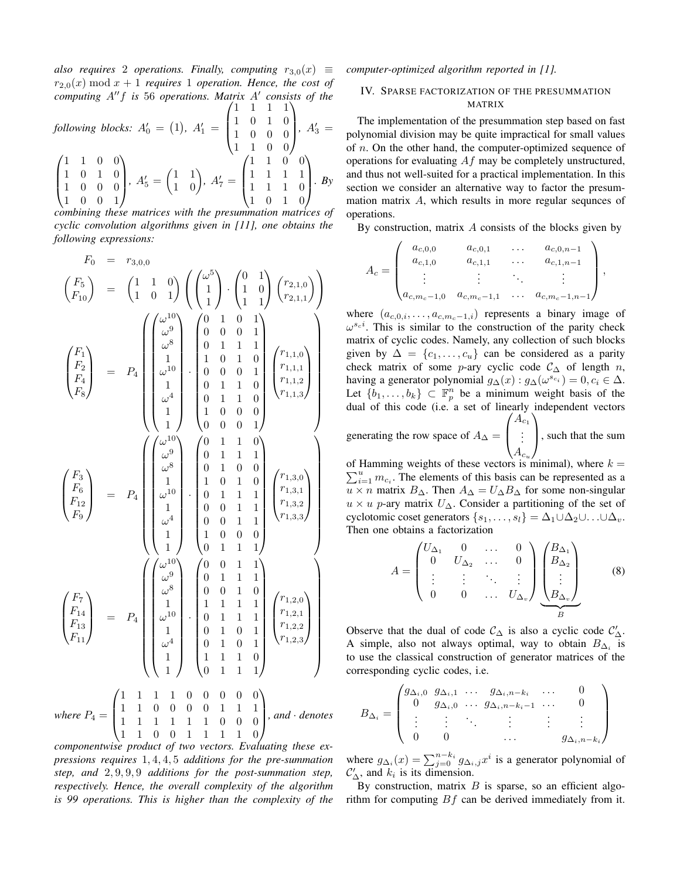*also requires 2 operations. Finally, computing $r_{3,0}(x) \equiv r_{2,0}(x) \bmod x+1$ requires 1 operation. Hence, the cost of computing $A''f$ is 56 operations. Matrix $A'$ consists of the following blocks: $A'_0 = \begin{pmatrix}1\end{pmatrix}$, $A'_1 = \begin{pmatrix}1&1&1&1\\1&0&1&0\\1&0&0&0\\1&1&0&0\end{pmatrix}$, $A'_3 = \begin{pmatrix}1&1&0&0\\1&0&1&0\\1&0&0&0\\1&0&0&1\end{pmatrix}$, $A'_5 = \begin{pmatrix}1&1\\1&0\end{pmatrix}$, $A'_7 = \begin{pmatrix}1&1&0&0\\1&1&1&1\\1&1&1&0\\1&0&1&0\end{pmatrix}$. By combining these matrices with the presummation matrices of cyclic convolution algorithms given in [11], one obtains the following expressions:*

$$
\begin{aligned}
F_0 &= r_{3,0,0}\\
\begin{pmatrix}F_5\\F_{10}\end{pmatrix} &= \begin{pmatrix}1&1&0\\1&0&1\end{pmatrix}\left(\begin{pmatrix}\omega^5\\1\\1\end{pmatrix}\cdot\begin{pmatrix}0&1\\1&0\\1&1\end{pmatrix}\begin{pmatrix}r_{2,1,0}\\r_{2,1,1}\end{pmatrix}\right)\\
\begin{pmatrix}F_1\\F_2\\F_4\\F_8\end{pmatrix} &= P_4\left(\begin{pmatrix}\omega^{10}\\\omega^9\\\omega^8\\1\\\omega^{10}\\1\\\omega^4\\1\\1\end{pmatrix}\cdot\begin{pmatrix}0&1&0&1\\0&0&0&1\\0&1&1&1\\1&0&1&0\\0&0&0&1\\0&1&1&0\\0&1&1&0\\1&0&0&0\\0&0&0&1\end{pmatrix}\begin{pmatrix}r_{1,1,0}\\r_{1,1,1}\\r_{1,1,2}\\r_{1,1,3}\end{pmatrix}\right)\\
\begin{pmatrix}F_3\\F_6\\F_{12}\\F_9\end{pmatrix} &= P_4\left(\begin{pmatrix}\omega^{10}\\\omega^9\\\omega^8\\1\\\omega^{10}\\1\\\omega^4\\1\\1\end{pmatrix}\cdot\begin{pmatrix}0&1&1&0\\0&1&1&1\\0&1&0&0\\1&0&1&0\\0&1&1&1\\0&0&1&1\\0&0&1&1\\1&0&0&0\\0&1&1&1\end{pmatrix}\begin{pmatrix}r_{1,3,0}\\r_{1,3,1}\\r_{1,3,2}\\r_{1,3,3}\end{pmatrix}\right)\\
\begin{pmatrix}F_7\\F_{14}\\F_{13}\\F_{11}\end{pmatrix} &= P_4\left(\begin{pmatrix}\omega^{10}\\\omega^9\\\omega^8\\1\\\omega^{10}\\1\\\omega^4\\1\\1\end{pmatrix}\cdot\begin{pmatrix}0&0&1&1\\0&1&1&1\\0&0&1&0\\1&1&1&1\\0&1&1&1\\0&1&0&1\\0&1&0&1\\1&1&1&0\\0&1&1&1\end{pmatrix}\begin{pmatrix}r_{1,2,0}\\r_{1,2,1}\\r_{1,2,2}\\r_{1,2,3}\end{pmatrix}\right)
\end{aligned}
$$

*where $P_4 = \begin{pmatrix}1&1&1&1&0&0&0&0&0\\1&1&0&0&0&0&1&1&1\\1&1&1&1&1&1&0&0&0\\1&1&0&0&1&1&1&1&0\end{pmatrix}$, and $\cdot$ denotes componentwise product of two vectors. Evaluating these expressions requires 1, 4, 4, 5 additions for the pre-summation step, and 2, 9, 9, 9 additions for the post-summation step, respectively. Hence, the overall complexity of the algorithm is 99 operations. This is higher than the complexity of the computer-optimized algorithm reported in [1].*

## IV. Sparse factorization of the presummation matrix

The implementation of the presummation step based on fast polynomial division may be quite impractical for small values of $n$. On the other hand, the computer-optimized sequence of operations for evaluating $Af$ may be completely unstructured, and thus not well-suited for a practical implementation. In this section we consider an alternative way to factor the presummation matrix $A$, which results in more regular sequnces of operations.

By construction, matrix $A$ consists of the blocks given by

$$
A_c = \begin{pmatrix}
a_{c,0,0} & a_{c,0,1} & \dots & a_{c,0,n-1}\\
a_{c,1,0} & a_{c,1,1} & \dots & a_{c,1,n-1}\\
\vdots & \vdots & \ddots & \vdots\\
a_{c,m_c-1,0} & a_{c,m_c-1,1} & \dots & a_{c,m_c-1,n-1}
\end{pmatrix},
$$

where $(a_{c,0,i},\dots,a_{c,m_c-1,i})$ represents a binary image of $\omega^{s_c i}$. This is similar to the construction of the parity check matrix of cyclic codes. Namely, any collection of such blocks given by $\Delta = \{c_1,\dots,c_u\}$ can be considered as a parity check matrix of some $p$-ary cyclic code $\mathcal{C}_\Delta$ of length $n$, having a generator polynomial $g_\Delta(x) : g_\Delta(\omega^{s_{c_i}}) = 0, c_i \in \Delta$. Let $\{b_1,\dots,b_k\} \subset \mathbb{F}_p^n$ be a minimum weight basis of the dual of this code (i.e. a set of linearly independent vectors generating the row space of $A_\Delta = \begin{pmatrix}A_{c_1}\\\vdots\\A_{c_u}\end{pmatrix}$, such that the sum of Hamming weights of these vectors is minimal), where $k = \sum_{i=1}^u m_{c_i}$. The elements of this basis can be represented as a $u \times n$ matrix $B_\Delta$. Then $A_\Delta = U_\Delta B_\Delta$ for some non-singular $u \times u$ $p$-ary matrix $U_\Delta$. Consider a partitioning of the set of cyclotomic coset generators $\{s_1,\dots,s_l\} = \Delta_1 \cup \Delta_2 \cup \dots \cup \Delta_v$. Then one obtains a factorization

$$
A = \begin{pmatrix}
U_{\Delta_1} & 0 & \dots & 0\\
0 & U_{\Delta_2} & \dots & 0\\
\vdots & \vdots & \ddots & \vdots\\
0 & 0 & \dots & U_{\Delta_v}
\end{pmatrix}
\underbrace{\begin{pmatrix}B_{\Delta_1}\\B_{\Delta_2}\\\vdots\\B_{\Delta_v}\end{pmatrix}}_{B}
\tag{8}
$$

Observe that the dual of code $\mathcal{C}_\Delta$ is also a cyclic code $\mathcal{C}'_\Delta$. A simple, also not always optimal, way to obtain $B_{\Delta_i}$ is to use the classical construction of generator matrices of the corresponding cyclic codes, i.e.

$$
B_{\Delta_i} = \begin{pmatrix}
g_{\Delta_i,0} & g_{\Delta_i,1} & \dots & g_{\Delta_i,n-k_i} & \dots & 0\\
0 & g_{\Delta_i,0} & \dots & g_{\Delta_i,n-k_i-1} & \dots & 0\\
\vdots & \vdots & \ddots & \vdots & \vdots & \vdots\\
0 & 0 & & \dots & & g_{\Delta_i,n-k_i}
\end{pmatrix}
$$

where $g_{\Delta_i}(x) = \sum_{j=0}^{n-k_i} g_{\Delta_i,j}x^i$ is a generator polynomial of $\mathcal{C}'_\Delta$, and $k_i$ is its dimension.

By construction, matrix $B$ is sparse, so an efficient algorithm for computing $Bf$ can be derived immediately from it.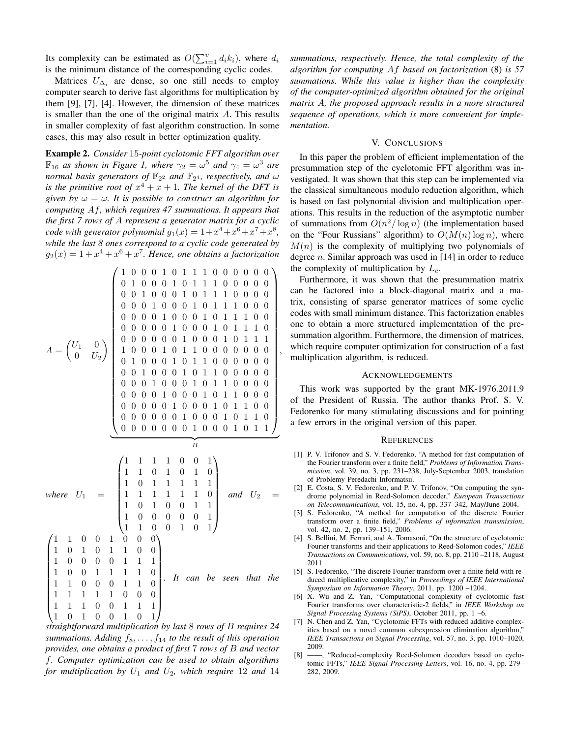Its complexity can be estimated as $O(\sum_{i=1}^{v} d_i k_i)$, where $d_i$ is the minimum distance of the corresponding cyclic codes.

Matrices $U_{\Delta_i}$ are dense, so one still needs to employ computer search to derive fast algorithms for multiplication by them [9], [7], [4]. However, the dimension of these matrices is smaller than the one of the original matrix $A$. This results in smaller complexity of fast algorithm construction. In some cases, this may also result in better optimization quality.

**Example 2.** *Consider 15-point cyclotomic FFT algorithm over $\mathbb{F}_{16}$ as shown in Figure 1, where $\gamma_2 = \omega^5$ and $\gamma_4 = \omega^3$ are normal basis generators of $\mathbb{F}_{2^2}$ and $\mathbb{F}_{2^4}$, respectively, and $\omega$ is the primitive root of $x^4 + x + 1$. The kernel of the DFT is given by $\omega = \omega$. It is possible to construct an algorithm for computing $Af$, which requires 47 summations. It appears that the first 7 rows of $A$ represent a generator matrix for a cyclic code with generator polynomial $g_1(x) = 1 + x^4 + x^6 + x^7 + x^8$, while the last 8 ones correspond to a cyclic code generated by $g_2(x) = 1 + x^4 + x^6 + x^7$. Hence, one obtains a factorization*

$$A = \begin{pmatrix} U_1 & 0 \\ 0 & U_2 \end{pmatrix} \underbrace{\begin{pmatrix} 1&0&0&0&1&0&1&1&1&0&0&0&0&0&0 \\ 0&1&0&0&0&1&0&1&1&1&0&0&0&0&0 \\ 0&0&1&0&0&0&1&0&1&1&1&0&0&0&0 \\ 0&0&0&1&0&0&0&1&0&1&1&1&0&0&0 \\ 0&0&0&0&1&0&0&0&1&0&1&1&1&0&0 \\ 0&0&0&0&0&1&0&0&0&1&0&1&1&1&0 \\ 0&0&0&0&0&0&1&0&0&0&1&0&1&1&1 \\ 1&0&0&0&1&0&1&1&0&0&0&0&0&0&0 \\ 0&1&0&0&0&1&0&1&1&0&0&0&0&0&0 \\ 0&0&1&0&0&0&1&0&1&1&0&0&0&0&0 \\ 0&0&0&1&0&0&0&1&0&1&1&0&0&0&0 \\ 0&0&0&0&1&0&0&0&1&0&1&1&0&0&0 \\ 0&0&0&0&0&1&0&0&0&1&0&1&1&0&0 \\ 0&0&0&0&0&0&1&0&0&0&1&0&1&1&0 \\ 0&0&0&0&0&0&0&1&0&0&0&1&0&1&1 \end{pmatrix}}_{B},$$

*where* $U_1 = \begin{pmatrix} 1&1&1&1&0&0&1 \\ 1&1&0&1&0&1&0 \\ 1&0&1&1&1&1&1 \\ 1&1&1&1&1&1&0 \\ 1&0&1&0&0&1&1 \\ 1&0&0&0&0&0&1 \\ 1&1&0&0&1&0&1 \end{pmatrix}$ *and* $U_2 = \begin{pmatrix} 1&1&0&0&1&0&0&0 \\ 1&0&1&0&1&1&0&0 \\ 1&0&0&0&0&1&1&1 \\ 1&0&0&1&1&1&1&0 \\ 1&1&0&0&0&1&1&0 \\ 1&1&1&1&1&0&0&0 \\ 1&1&1&0&0&1&1&1 \\ 1&0&1&0&0&1&0&1 \end{pmatrix}$. *It can be seen that the straightforward multiplication by last 8 rows of $B$ requires 24 summations. Adding $f_8, \ldots, f_{14}$ to the result of this operation provides, one obtains a product of first 7 rows of $B$ and vector $f$. Computer optimization can be used to obtain algorithms for multiplication by $U_1$ and $U_2$, which require 12 and 14 summations, respectively. Hence, the total complexity of the algorithm for computing $Af$ based on factorization (8) is 57 summations. While this value is higher than the complexity of the computer-optimized algorithm obtained for the original matrix $A$, the proposed approach results in a more structured sequence of operations, which is more convenient for implementation.*

## V. Conclusions

In this paper the problem of efficient implementation of the presummation step of the cyclotomic FFT algorithm was investigated. It was shown that this step can be implemented via the classical simultaneous modulo reduction algorithm, which is based on fast polynomial division and multiplication operations. This results in the reduction of the asymptotic number of summations from $O(n^2/\log n)$ (the implementation based on the "Four Russians" algorithm) to $O(M(n)\log n)$, where $M(n)$ is the complexity of multiplying two polynomials of degree $n$. Similar approach was used in [14] in order to reduce the complexity of multiplication by $L_c$.

Furthermore, it was shown that the presummation matrix can be factored into a block-diagonal matrix and a matrix, consisting of sparse generator matrices of some cyclic codes with small minimum distance. This factorization enables one to obtain a more structured implementation of the presummation algorithm. Furthermore, the dimension of matrices, which require computer optimization for construction of a fast multiplication algorithm, is reduced.

## Acknowledgements

This work was supported by the grant MK-1976.2011.9 of the President of Russia. The author thanks Prof. S. V. Fedorenko for many stimulating discussions and for pointing a few errors in the original version of this paper.

## References

[1] P. V. Trifonov and S. V. Fedorenko, "A method for fast computation of the Fourier transform over a finite field," *Problems of Information Transmission*, vol. 39, no. 3, pp. 231–238, July-September 2003, translation of Problemy Peredachi Informatsii.

[2] E. Costa, S. V. Fedorenko, and P. V. Trifonov, "On computing the syndrome polynomial in Reed-Solomon decoder," *European Transactions on Telecommunications*, vol. 15, no. 4, pp. 337–342, May/June 2004.

[3] S. Fedorenko, "A method for computation of the discrete Fourier transform over a finite field," *Problems of information transmission*, vol. 42, no. 2, pp. 139–151, 2006.

[4] S. Bellini, M. Ferrari, and A. Tomasoni, "On the structure of cyclotomic Fourier transforms and their applications to Reed-Solomon codes," *IEEE Transactions on Communications*, vol. 59, no. 8, pp. 2110 –2118, August 2011.

[5] S. Fedorenko, "The discrete Fourier transform over a finite field with reduced multiplicative complexity," in *Proceedings of IEEE International Symposium on Information Theory*, 2011, pp. 1200 –1204.

[6] X. Wu and Z. Yan, "Computational complexity of cyclotomic fast Fourier transforms over characteristic-2 fields," in *IEEE Workshop on Signal Processing Systems (SiPS)*, October 2011, pp. 1 –6.

[7] N. Chen and Z. Yan, "Cyclotomic FFTs with reduced additive complexities based on a novel common subexpression elimination algorithm," *IEEE Transactions on Signal Processing*, vol. 57, no. 3, pp. 1010–1020, 2009.

[8] ——, "Reduced-complexity Reed-Solomon decoders based on cyclotomic FFTs," *IEEE Signal Processing Letters*, vol. 16, no. 4, pp. 279–282, 2009.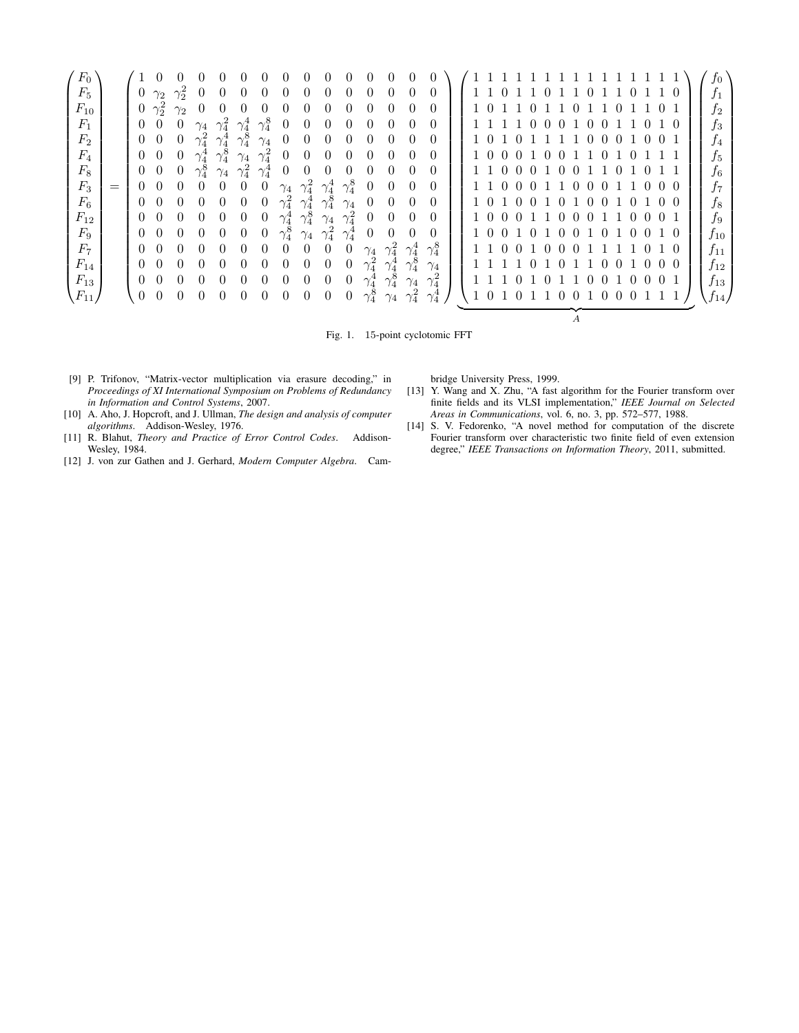$$
\begin{pmatrix} F_0 \\ F_5 \\ F_{10} \\ F_1 \\ F_2 \\ F_4 \\ F_8 \\ F_3 \\ F_6 \\ F_{12} \\ F_9 \\ F_7 \\ F_{14} \\ F_{13} \\ F_{11} \end{pmatrix}
=
\begin{pmatrix}
1 & 0 & 0 & 0 & 0 & 0 & 0 & 0 & 0 & 0 & 0 & 0 & 0 & 0 & 0 \\
0 & \gamma_2 & \gamma_2^2 & 0 & 0 & 0 & 0 & 0 & 0 & 0 & 0 & 0 & 0 & 0 & 0 \\
0 & \gamma_2^2 & \gamma_2 & 0 & 0 & 0 & 0 & 0 & 0 & 0 & 0 & 0 & 0 & 0 & 0 \\
0 & 0 & 0 & \gamma_4 & \gamma_4^2 & \gamma_4^4 & \gamma_4^8 & 0 & 0 & 0 & 0 & 0 & 0 & 0 & 0 \\
0 & 0 & 0 & \gamma_4^2 & \gamma_4^4 & \gamma_4^8 & \gamma_4 & 0 & 0 & 0 & 0 & 0 & 0 & 0 & 0 \\
0 & 0 & 0 & \gamma_4^4 & \gamma_4^8 & \gamma_4 & \gamma_4^2 & 0 & 0 & 0 & 0 & 0 & 0 & 0 & 0 \\
0 & 0 & 0 & \gamma_4^8 & \gamma_4 & \gamma_4^2 & \gamma_4^4 & 0 & 0 & 0 & 0 & 0 & 0 & 0 & 0 \\
0 & 0 & 0 & 0 & 0 & 0 & 0 & \gamma_4 & \gamma_4^2 & \gamma_4^4 & \gamma_4^8 & 0 & 0 & 0 & 0 \\
0 & 0 & 0 & 0 & 0 & 0 & 0 & \gamma_4^2 & \gamma_4^4 & \gamma_4^8 & \gamma_4 & 0 & 0 & 0 & 0 \\
0 & 0 & 0 & 0 & 0 & 0 & 0 & \gamma_4^4 & \gamma_4^8 & \gamma_4 & \gamma_4^2 & 0 & 0 & 0 & 0 \\
0 & 0 & 0 & 0 & 0 & 0 & 0 & \gamma_4^8 & \gamma_4 & \gamma_4^2 & \gamma_4^4 & 0 & 0 & 0 & 0 \\
0 & 0 & 0 & 0 & 0 & 0 & 0 & 0 & 0 & 0 & 0 & \gamma_4 & \gamma_4^2 & \gamma_4^4 & \gamma_4^8 \\
0 & 0 & 0 & 0 & 0 & 0 & 0 & 0 & 0 & 0 & 0 & \gamma_4^2 & \gamma_4^4 & \gamma_4^8 & \gamma_4 \\
0 & 0 & 0 & 0 & 0 & 0 & 0 & 0 & 0 & 0 & 0 & \gamma_4^4 & \gamma_4^8 & \gamma_4 & \gamma_4^2 \\
0 & 0 & 0 & 0 & 0 & 0 & 0 & 0 & 0 & 0 & 0 & \gamma_4^8 & \gamma_4 & \gamma_4^2 & \gamma_4^4
\end{pmatrix}
\underbrace{\begin{pmatrix}
1&1&1&1&1&1&1&1&1&1&1&1&1&1&1 \\
1&1&0&1&1&0&1&1&0&1&1&0&1&1&0 \\
1&0&1&1&0&1&1&0&1&1&0&1&1&0&1 \\
1&1&1&1&0&0&0&1&0&0&1&1&0&1&0 \\
1&0&1&0&1&1&1&1&0&0&0&1&0&0&1 \\
1&0&0&0&1&0&0&1&1&0&1&0&1&1&1 \\
1&1&0&0&0&1&0&0&1&1&0&1&0&1&1 \\
1&1&0&0&0&1&1&0&0&0&1&1&0&0&0 \\
1&0&1&0&0&1&0&1&0&0&1&0&1&0&0 \\
1&0&0&0&1&1&0&0&0&1&1&0&0&0&1 \\
1&0&0&1&0&1&0&0&1&0&1&0&0&1&0 \\
1&1&0&0&1&0&0&0&1&1&1&1&0&1&0 \\
1&1&1&1&0&1&0&1&1&0&0&1&0&0&0 \\
1&1&1&0&1&0&1&1&0&0&1&0&0&0&1 \\
1&0&1&0&1&1&0&0&1&0&0&0&1&1&1
\end{pmatrix}}_{A}
\begin{pmatrix} f_0 \\ f_1 \\ f_2 \\ f_3 \\ f_4 \\ f_5 \\ f_6 \\ f_7 \\ f_8 \\ f_9 \\ f_{10} \\ f_{11} \\ f_{12} \\ f_{13} \\ f_{14} \end{pmatrix}
$$

Fig. 1. 15-point cyclotomic FFT

[9] P. Trifonov, "Matrix-vector multiplication via erasure decoding," in *Proceedings of XI International Symposium on Problems of Redundancy in Information and Control Systems*, 2007.

[10] A. Aho, J. Hopcroft, and J. Ullman, *The design and analysis of computer algorithms*. Addison-Wesley, 1976.

[11] R. Blahut, *Theory and Practice of Error Control Codes*. Addison-Wesley, 1984.

[12] J. von zur Gathen and J. Gerhard, *Modern Computer Algebra*. Cambridge University Press, 1999.

[13] Y. Wang and X. Zhu, "A fast algorithm for the Fourier transform over finite fields and its VLSI implementation," *IEEE Journal on Selected Areas in Communications*, vol. 6, no. 3, pp. 572–577, 1988.

[14] S. V. Fedorenko, "A novel method for computation of the discrete Fourier transform over characteristic two finite field of even extension degree," *IEEE Transactions on Information Theory*, 2011, submitted.